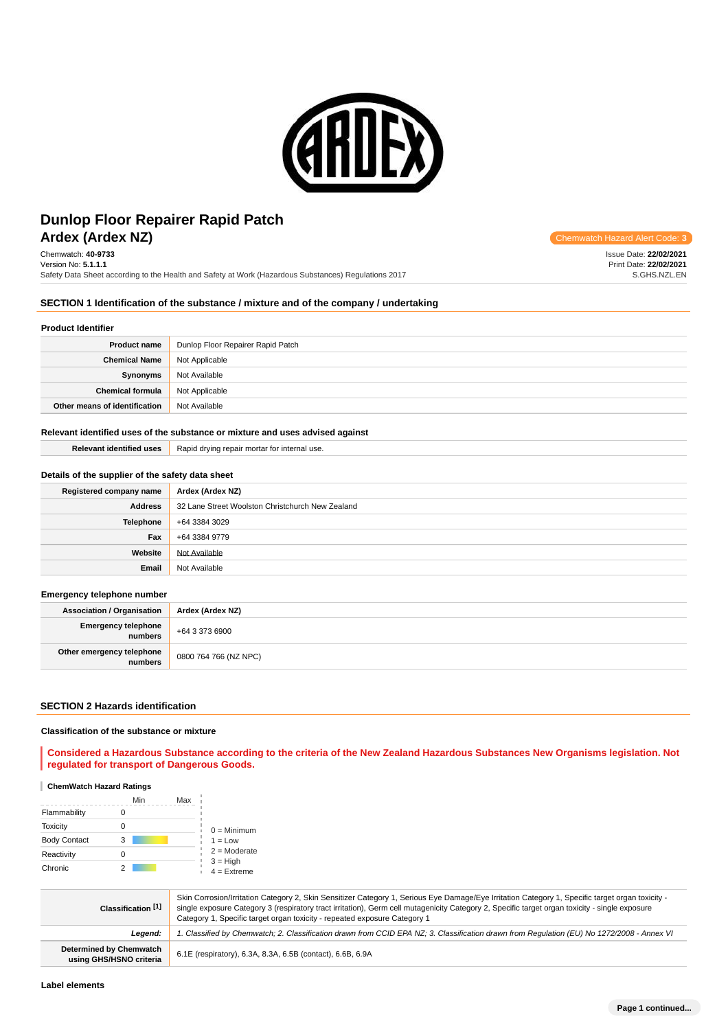# Dunlop Floor Repairer Rapid Patch
## Ardex (Ardex NZ)

Chemwatch Hazard Alert Code: **3**

Chemwatch: **40-9733**
Version No: **5.1.1.1**
Safety Data Sheet according to the Health and Safety at Work (Hazardous Substances) Regulations 2017

Issue Date: **22/02/2021**
Print Date: **22/02/2021**
S.GHS.NZL.EN

## SECTION 1 Identification of the substance / mixture and of the company / undertaking

### Product Identifier

| | |
|---|---|
| **Product name** | Dunlop Floor Repairer Rapid Patch |
| **Chemical Name** | Not Applicable |
| **Synonyms** | Not Available |
| **Chemical formula** | Not Applicable |
| **Other means of identification** | Not Available |

### Relevant identified uses of the substance or mixture and uses advised against

| | |
|---|---|
| **Relevant identified uses** | Rapid drying repair mortar for internal use. |

### Details of the supplier of the safety data sheet

| | |
|---|---|
| **Registered company name** | **Ardex (Ardex NZ)** |
| **Address** | 32 Lane Street Woolston Christchurch New Zealand |
| **Telephone** | +64 3384 3029 |
| **Fax** | +64 3384 9779 |
| **Website** | Not Available |
| **Email** | Not Available |

### Emergency telephone number

| | |
|---|---|
| **Association / Organisation** | **Ardex (Ardex NZ)** |
| **Emergency telephone numbers** | +64 3 373 6900 |
| **Other emergency telephone numbers** | 0800 764 766 (NZ NPC) |

## SECTION 2 Hazards identification

### Classification of the substance or mixture

**Considered a Hazardous Substance according to the criteria of the New Zealand Hazardous Substances New Organisms legislation. Not regulated for transport of Dangerous Goods.**

#### ChemWatch Hazard Ratings

| | Min | Max |
|---|---|---|
| Flammability | 0 | |
| Toxicity | 0 | |
| Body Contact | 3 | |
| Reactivity | 0 | |
| Chronic | 2 | |

0 = Minimum
1 = Low
2 = Moderate
3 = High
4 = Extreme

| | |
|---|---|
| **Classification [1]** | Skin Corrosion/Irritation Category 2, Skin Sensitizer Category 1, Serious Eye Damage/Eye Irritation Category 1, Specific target organ toxicity - single exposure Category 3 (respiratory tract irritation), Germ cell mutagenicity Category 2, Specific target organ toxicity - single exposure Category 1, Specific target organ toxicity - repeated exposure Category 1 |
| ***Legend:*** | *1. Classified by Chemwatch; 2. Classification drawn from CCID EPA NZ; 3. Classification drawn from Regulation (EU) No 1272/2008 - Annex VI* |
| **Determined by Chemwatch using GHS/HSNO criteria** | 6.1E (respiratory), 6.3A, 8.3A, 6.5B (contact), 6.6B, 6.9A |

### Label elements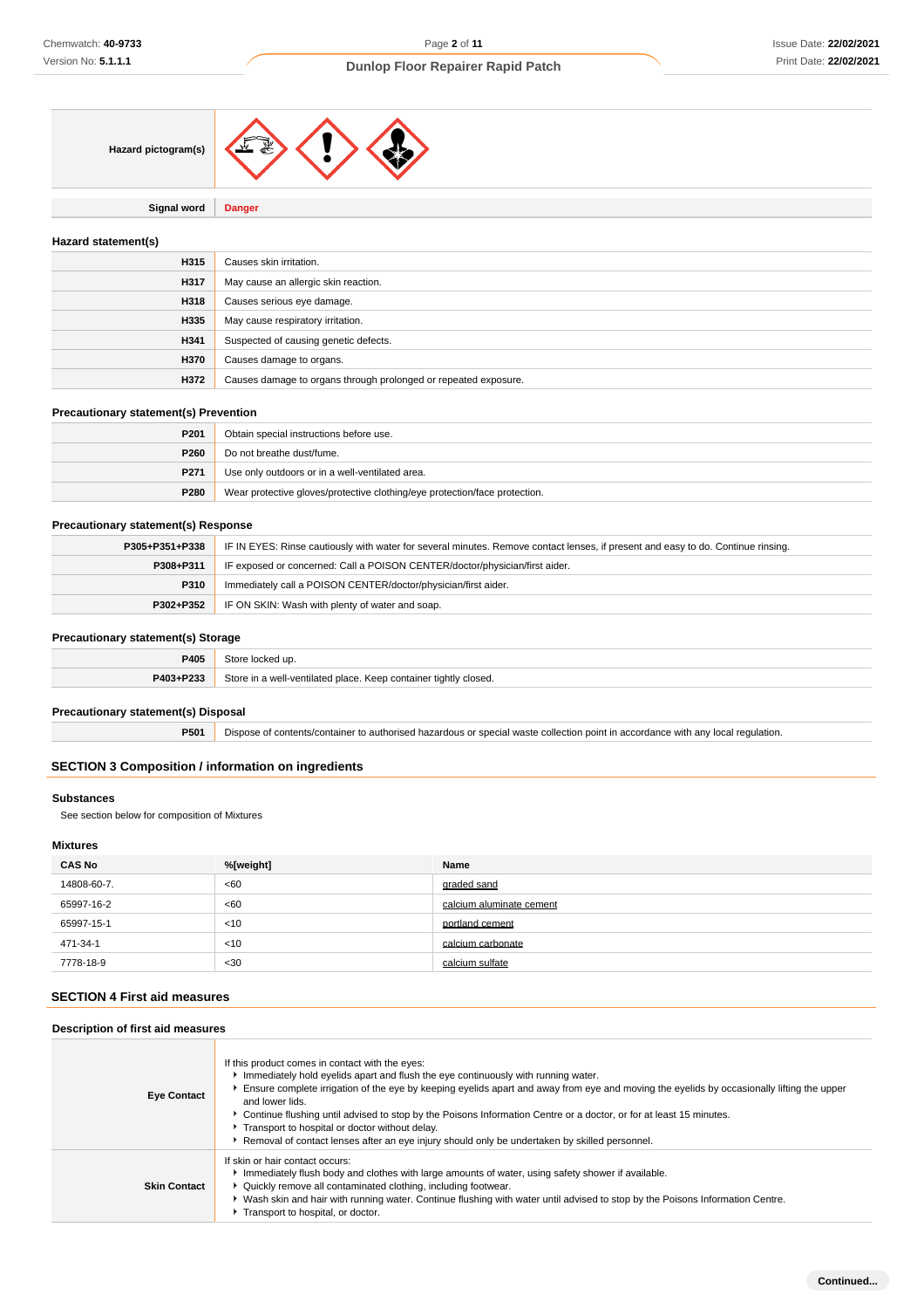| | |
|---|---|
| **Hazard pictogram(s)** | |
| **Signal word** | **Danger** |

### Hazard statement(s)

| | |
|---|---|
| **H315** | Causes skin irritation. |
| **H317** | May cause an allergic skin reaction. |
| **H318** | Causes serious eye damage. |
| **H335** | May cause respiratory irritation. |
| **H341** | Suspected of causing genetic defects. |
| **H370** | Causes damage to organs. |
| **H372** | Causes damage to organs through prolonged or repeated exposure. |

### Precautionary statement(s) Prevention

| | |
|---|---|
| **P201** | Obtain special instructions before use. |
| **P260** | Do not breathe dust/fume. |
| **P271** | Use only outdoors or in a well-ventilated area. |
| **P280** | Wear protective gloves/protective clothing/eye protection/face protection. |

### Precautionary statement(s) Response

| | |
|---|---|
| **P305+P351+P338** | IF IN EYES: Rinse cautiously with water for several minutes. Remove contact lenses, if present and easy to do. Continue rinsing. |
| **P308+P311** | IF exposed or concerned: Call a POISON CENTER/doctor/physician/first aider. |
| **P310** | Immediately call a POISON CENTER/doctor/physician/first aider. |
| **P302+P352** | IF ON SKIN: Wash with plenty of water and soap. |

### Precautionary statement(s) Storage

| | |
|---|---|
| **P405** | Store locked up. |
| **P403+P233** | Store in a well-ventilated place. Keep container tightly closed. |

### Precautionary statement(s) Disposal

| | |
|---|---|
| **P501** | Dispose of contents/container to authorised hazardous or special waste collection point in accordance with any local regulation. |

## SECTION 3 Composition / information on ingredients

### Substances

See section below for composition of Mixtures

### Mixtures

| CAS No | %[weight] | Name |
|---|---|---|
| 14808-60-7. | <60 | graded sand |
| 65997-16-2 | <60 | calcium aluminate cement |
| 65997-15-1 | <10 | portland cement |
| 471-34-1 | <10 | calcium carbonate |
| 7778-18-9 | <30 | calcium sulfate |

## SECTION 4 First aid measures

### Description of first aid measures

| | |
|---|---|
| **Eye Contact** | If this product comes in contact with the eyes:<br>- Immediately hold eyelids apart and flush the eye continuously with running water.<br>- Ensure complete irrigation of the eye by keeping eyelids apart and away from eye and moving the eyelids by occasionally lifting the upper and lower lids.<br>- Continue flushing until advised to stop by the Poisons Information Centre or a doctor, or for at least 15 minutes.<br>- Transport to hospital or doctor without delay.<br>- Removal of contact lenses after an eye injury should only be undertaken by skilled personnel. |
| **Skin Contact** | If skin or hair contact occurs:<br>- Immediately flush body and clothes with large amounts of water, using safety shower if available.<br>- Quickly remove all contaminated clothing, including footwear.<br>- Wash skin and hair with running water. Continue flushing with water until advised to stop by the Poisons Information Centre.<br>- Transport to hospital, or doctor. |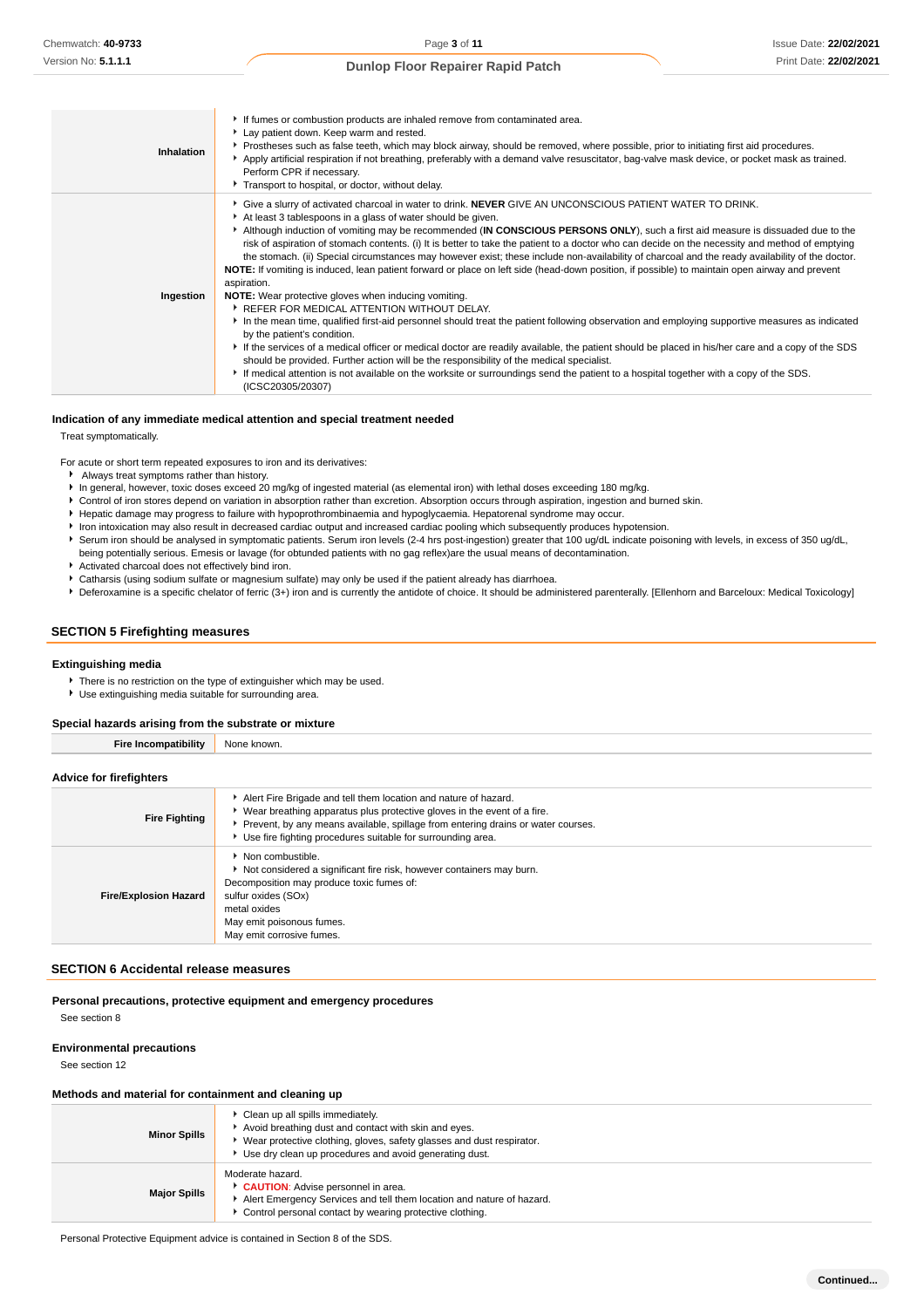| | |
|---|---|
| **Inhalation** | - If fumes or combustion products are inhaled remove from contaminated area.<br>- Lay patient down. Keep warm and rested.<br>- Prostheses such as false teeth, which may block airway, should be removed, where possible, prior to initiating first aid procedures.<br>- Apply artificial respiration if not breathing, preferably with a demand valve resuscitator, bag-valve mask device, or pocket mask as trained. Perform CPR if necessary.<br>- Transport to hospital, or doctor, without delay. |
| **Ingestion** | - Give a slurry of activated charcoal in water to drink. **NEVER** GIVE AN UNCONSCIOUS PATIENT WATER TO DRINK.<br>- At least 3 tablespoons in a glass of water should be given.<br>- Although induction of vomiting may be recommended (**IN CONSCIOUS PERSONS ONLY**), such a first aid measure is dissuaded due to the risk of aspiration of stomach contents. (i) It is better to take the patient to a doctor who can decide on the necessity and method of emptying the stomach. (ii) Special circumstances may however exist; these include non-availability of charcoal and the ready availability of the doctor.<br>**NOTE:** If vomiting is induced, lean patient forward or place on left side (head-down position, if possible) to maintain open airway and prevent aspiration.<br>**NOTE:** Wear protective gloves when inducing vomiting.<br>- REFER FOR MEDICAL ATTENTION WITHOUT DELAY.<br>- In the mean time, qualified first-aid personnel should treat the patient following observation and employing supportive measures as indicated by the patient's condition.<br>- If the services of a medical officer or medical doctor are readily available, the patient should be placed in his/her care and a copy of the SDS should be provided. Further action will be the responsibility of the medical specialist.<br>- If medical attention is not available on the worksite or surroundings send the patient to a hospital together with a copy of the SDS. (ICSC20305/20307) |

### Indication of any immediate medical attention and special treatment needed

Treat symptomatically.

For acute or short term repeated exposures to iron and its derivatives:

- Always treat symptoms rather than history.
- In general, however, toxic doses exceed 20 mg/kg of ingested material (as elemental iron) with lethal doses exceeding 180 mg/kg.
- Control of iron stores depend on variation in absorption rather than excretion. Absorption occurs through aspiration, ingestion and burned skin.
- Hepatic damage may progress to failure with hypoprothrombinaemia and hypoglycaemia. Hepatorenal syndrome may occur.
- Iron intoxication may also result in decreased cardiac output and increased cardiac pooling which subsequently produces hypotension.
- Serum iron should be analysed in symptomatic patients. Serum iron levels (2-4 hrs post-ingestion) greater that 100 ug/dL indicate poisoning with levels, in excess of 350 ug/dL, being potentially serious. Emesis or lavage (for obtunded patients with no gag reflex)are the usual means of decontamination.
- Activated charcoal does not effectively bind iron.
- Catharsis (using sodium sulfate or magnesium sulfate) may only be used if the patient already has diarrhoea.
- Deferoxamine is a specific chelator of ferric (3+) iron and is currently the antidote of choice. It should be administered parenterally. [Ellenhorn and Barceloux: Medical Toxicology]

## SECTION 5 Firefighting measures

### Extinguishing media

- There is no restriction on the type of extinguisher which may be used.
- Use extinguishing media suitable for surrounding area.

### Special hazards arising from the substrate or mixture

| | |
|---|---|
| **Fire Incompatibility** | None known. |

### Advice for firefighters

| | |
|---|---|
| **Fire Fighting** | - Alert Fire Brigade and tell them location and nature of hazard.<br>- Wear breathing apparatus plus protective gloves in the event of a fire.<br>- Prevent, by any means available, spillage from entering drains or water courses.<br>- Use fire fighting procedures suitable for surrounding area. |
| **Fire/Explosion Hazard** | - Non combustible.<br>- Not considered a significant fire risk, however containers may burn.<br>Decomposition may produce toxic fumes of:<br>sulfur oxides (SOx)<br>metal oxides<br>May emit poisonous fumes.<br>May emit corrosive fumes. |

## SECTION 6 Accidental release measures

### Personal precautions, protective equipment and emergency procedures

See section 8

### Environmental precautions

See section 12

### Methods and material for containment and cleaning up

| | |
|---|---|
| **Minor Spills** | - Clean up all spills immediately.<br>- Avoid breathing dust and contact with skin and eyes.<br>- Wear protective clothing, gloves, safety glasses and dust respirator.<br>- Use dry clean up procedures and avoid generating dust. |
| **Major Spills** | Moderate hazard.<br>- **CAUTION**: Advise personnel in area.<br>- Alert Emergency Services and tell them location and nature of hazard.<br>- Control personal contact by wearing protective clothing. |

Personal Protective Equipment advice is contained in Section 8 of the SDS.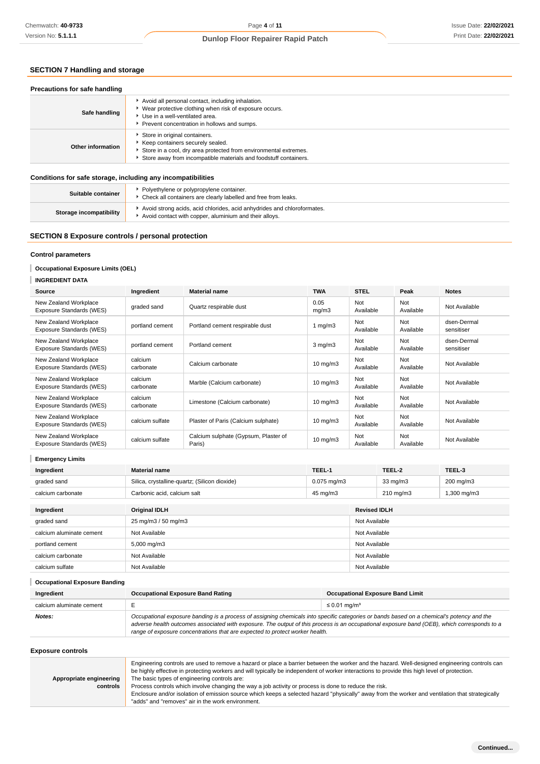## SECTION 7 Handling and storage

### Precautions for safe handling

| | |
|---|---|
| **Safe handling** | - Avoid all personal contact, including inhalation.<br>- Wear protective clothing when risk of exposure occurs.<br>- Use in a well-ventilated area.<br>- Prevent concentration in hollows and sumps. |
| **Other information** | - Store in original containers.<br>- Keep containers securely sealed.<br>- Store in a cool, dry area protected from environmental extremes.<br>- Store away from incompatible materials and foodstuff containers. |

### Conditions for safe storage, including any incompatibilities

| | |
|---|---|
| **Suitable container** | - Polyethylene or polypropylene container.<br>- Check all containers are clearly labelled and free from leaks. |
| **Storage incompatibility** | - Avoid strong acids, acid chlorides, acid anhydrides and chloroformates.<br>- Avoid contact with copper, aluminium and their alloys. |

## SECTION 8 Exposure controls / personal protection

### Control parameters

**Occupational Exposure Limits (OEL)**

**INGREDIENT DATA**

| Source | Ingredient | Material name | TWA | STEL | Peak | Notes |
|---|---|---|---|---|---|---|
| New Zealand Workplace Exposure Standards (WES) | graded sand | Quartz respirable dust | 0.05 mg/m3 | Not Available | Not Available | Not Available |
| New Zealand Workplace Exposure Standards (WES) | portland cement | Portland cement respirable dust | 1 mg/m3 | Not Available | Not Available | dsen-Dermal sensitiser |
| New Zealand Workplace Exposure Standards (WES) | portland cement | Portland cement | 3 mg/m3 | Not Available | Not Available | dsen-Dermal sensitiser |
| New Zealand Workplace Exposure Standards (WES) | calcium carbonate | Calcium carbonate | 10 mg/m3 | Not Available | Not Available | Not Available |
| New Zealand Workplace Exposure Standards (WES) | calcium carbonate | Marble (Calcium carbonate) | 10 mg/m3 | Not Available | Not Available | Not Available |
| New Zealand Workplace Exposure Standards (WES) | calcium carbonate | Limestone (Calcium carbonate) | 10 mg/m3 | Not Available | Not Available | Not Available |
| New Zealand Workplace Exposure Standards (WES) | calcium sulfate | Plaster of Paris (Calcium sulphate) | 10 mg/m3 | Not Available | Not Available | Not Available |
| New Zealand Workplace Exposure Standards (WES) | calcium sulfate | Calcium sulphate (Gypsum, Plaster of Paris) | 10 mg/m3 | Not Available | Not Available | Not Available |

**Emergency Limits**

| Ingredient | Material name | TEEL-1 | TEEL-2 | TEEL-3 |
|---|---|---|---|---|
| graded sand | Silica, crystalline-quartz; (Silicon dioxide) | 0.075 mg/m3 | 33 mg/m3 | 200 mg/m3 |
| calcium carbonate | Carbonic acid, calcium salt | 45 mg/m3 | 210 mg/m3 | 1,300 mg/m3 |

| Ingredient | Original IDLH | Revised IDLH |
|---|---|---|
| graded sand | 25 mg/m3 / 50 mg/m3 | Not Available |
| calcium aluminate cement | Not Available | Not Available |
| portland cement | 5,000 mg/m3 | Not Available |
| calcium carbonate | Not Available | Not Available |
| calcium sulfate | Not Available | Not Available |

**Occupational Exposure Banding**

| Ingredient | Occupational Exposure Band Rating | Occupational Exposure Band Limit |
|---|---|---|
| calcium aluminate cement | E | ≤ 0.01 mg/m³ |
| ***Notes:*** | *Occupational exposure banding is a process of assigning chemicals into specific categories or bands based on a chemical's potency and the adverse health outcomes associated with exposure. The output of this process is an occupational exposure band (OEB), which corresponds to a range of exposure concentrations that are expected to protect worker health.* | |

### Exposure controls

| | |
|---|---|
| **Appropriate engineering controls** | Engineering controls are used to remove a hazard or place a barrier between the worker and the hazard. Well-designed engineering controls can be highly effective in protecting workers and will typically be independent of worker interactions to provide this high level of protection.<br>The basic types of engineering controls are:<br>Process controls which involve changing the way a job activity or process is done to reduce the risk.<br>Enclosure and/or isolation of emission source which keeps a selected hazard "physically" away from the worker and ventilation that strategically "adds" and "removes" air in the work environment. |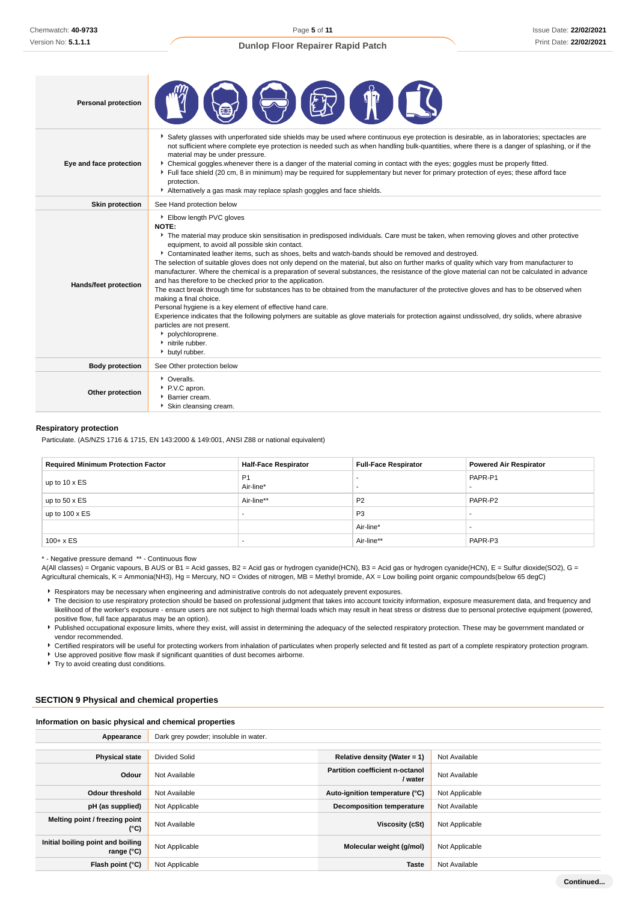| | |
|---|---|
| **Personal protection** | |
| **Eye and face protection** | ▸ Safety glasses with unperforated side shields may be used where continuous eye protection is desirable, as in laboratories; spectacles are not sufficient where complete eye protection is needed such as when handling bulk-quantities, where there is a danger of splashing, or if the material may be under pressure.<br>▸ Chemical goggles.whenever there is a danger of the material coming in contact with the eyes; goggles must be properly fitted.<br>▸ Full face shield (20 cm, 8 in minimum) may be required for supplementary but never for primary protection of eyes; these afford face protection.<br>▸ Alternatively a gas mask may replace splash goggles and face shields. |
| **Skin protection** | See Hand protection below |
| **Hands/feet protection** | ▸ Elbow length PVC gloves<br>**NOTE:**<br>▸ The material may produce skin sensitisation in predisposed individuals. Care must be taken, when removing gloves and other protective equipment, to avoid all possible skin contact.<br>▸ Contaminated leather items, such as shoes, belts and watch-bands should be removed and destroyed.<br>The selection of suitable gloves does not only depend on the material, but also on further marks of quality which vary from manufacturer to manufacturer. Where the chemical is a preparation of several substances, the resistance of the glove material can not be calculated in advance and has therefore to be checked prior to the application.<br>The exact break through time for substances has to be obtained from the manufacturer of the protective gloves and has to be observed when making a final choice.<br>Personal hygiene is a key element of effective hand care.<br>Experience indicates that the following polymers are suitable as glove materials for protection against undissolved, dry solids, where abrasive particles are not present.<br>▸ polychloroprene.<br>▸ nitrile rubber.<br>▸ butyl rubber. |
| **Body protection** | See Other protection below |
| **Other protection** | ▸ Overalls.<br>▸ P.V.C apron.<br>▸ Barrier cream.<br>▸ Skin cleansing cream. |

### Respiratory protection

Particulate. (AS/NZS 1716 & 1715, EN 143:2000 & 149:001, ANSI Z88 or national equivalent)

| Required Minimum Protection Factor | Half-Face Respirator | Full-Face Respirator | Powered Air Respirator |
|---|---|---|---|
| up to 10 x ES | P1<br>Air-line* | -<br>- | PAPR-P1<br>- |
| up to 50 x ES | Air-line** | P2 | PAPR-P2 |
| up to 100 x ES | - | P3 | - |
| | | Air-line* | - |
| 100+ x ES | - | Air-line** | PAPR-P3 |

\* - Negative pressure demand ** - Continuous flow

A(All classes) = Organic vapours, B AUS or B1 = Acid gasses, B2 = Acid gas or hydrogen cyanide(HCN), B3 = Acid gas or hydrogen cyanide(HCN), E = Sulfur dioxide($SO_2$), G = Agricultural chemicals, K = Ammonia($NH_3$), Hg = Mercury, NO = Oxides of nitrogen, MB = Methyl bromide, AX = Low boiling point organic compounds(below 65 degC)

- Respirators may be necessary when engineering and administrative controls do not adequately prevent exposures.
- The decision to use respiratory protection should be based on professional judgment that takes into account toxicity information, exposure measurement data, and frequency and likelihood of the worker's exposure - ensure users are not subject to high thermal loads which may result in heat stress or distress due to personal protective equipment (powered, positive flow, full face apparatus may be an option).
- Published occupational exposure limits, where they exist, will assist in determining the adequacy of the selected respiratory protection. These may be government mandated or vendor recommended.
- Certified respirators will be useful for protecting workers from inhalation of particulates when properly selected and fit tested as part of a complete respiratory protection program.
- Use approved positive flow mask if significant quantities of dust becomes airborne.
- Try to avoid creating dust conditions.

## SECTION 9 Physical and chemical properties

### Information on basic physical and chemical properties

| | | | |
|---|---|---|---|
| **Appearance** | Dark grey powder; insoluble in water. | | |
| **Physical state** | Divided Solid | **Relative density (Water = 1)** | Not Available |
| **Odour** | Not Available | **Partition coefficient n-octanol / water** | Not Available |
| **Odour threshold** | Not Available | **Auto-ignition temperature (°C)** | Not Applicable |
| **pH (as supplied)** | Not Applicable | **Decomposition temperature** | Not Available |
| **Melting point / freezing point (°C)** | Not Available | **Viscosity (cSt)** | Not Applicable |
| **Initial boiling point and boiling range (°C)** | Not Applicable | **Molecular weight (g/mol)** | Not Applicable |
| **Flash point (°C)** | Not Applicable | **Taste** | Not Available |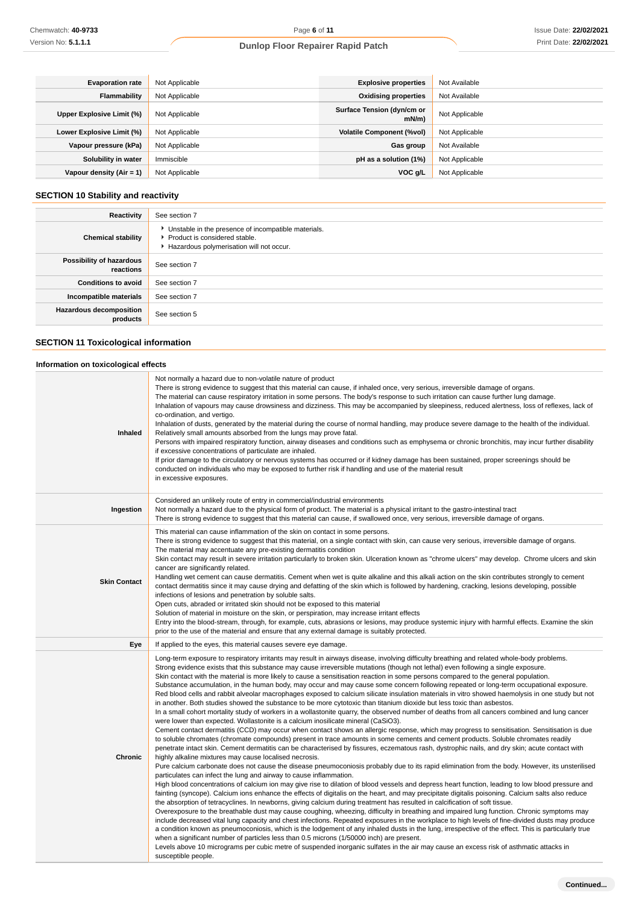| Evaporation rate | Not Applicable | Explosive properties | Not Available |
|---|---|---|---|
| Flammability | Not Applicable | Oxidising properties | Not Available |
| Upper Explosive Limit (%) | Not Applicable | Surface Tension (dyn/cm or mN/m) | Not Applicable |
| Lower Explosive Limit (%) | Not Applicable | Volatile Component (%vol) | Not Applicable |
| Vapour pressure (kPa) | Not Applicable | Gas group | Not Available |
| Solubility in water | Immiscible | pH as a solution (1%) | Not Applicable |
| Vapour density (Air = 1) | Not Applicable | VOC g/L | Not Applicable |

## SECTION 10 Stability and reactivity

| | |
|---|---|
| Reactivity | See section 7 |
| Chemical stability | ▸ Unstable in the presence of incompatible materials.<br>▸ Product is considered stable.<br>▸ Hazardous polymerisation will not occur. |
| Possibility of hazardous reactions | See section 7 |
| Conditions to avoid | See section 7 |
| Incompatible materials | See section 7 |
| Hazardous decomposition products | See section 5 |

## SECTION 11 Toxicological information

### Information on toxicological effects

| | |
|---|---|
| Inhaled | Not normally a hazard due to non-volatile nature of product<br>There is strong evidence to suggest that this material can cause, if inhaled once, very serious, irreversible damage of organs.<br>The material can cause respiratory irritation in some persons. The body's response to such irritation can cause further lung damage.<br>Inhalation of vapours may cause drowsiness and dizziness. This may be accompanied by sleepiness, reduced alertness, loss of reflexes, lack of co-ordination, and vertigo.<br>Inhalation of dusts, generated by the material during the course of normal handling, may produce severe damage to the health of the individual. Relatively small amounts absorbed from the lungs may prove fatal.<br>Persons with impaired respiratory function, airway diseases and conditions such as emphysema or chronic bronchitis, may incur further disability if excessive concentrations of particulate are inhaled.<br>If prior damage to the circulatory or nervous systems has occurred or if kidney damage has been sustained, proper screenings should be conducted on individuals who may be exposed to further risk if handling and use of the material result in excessive exposures. |
| Ingestion | Considered an unlikely route of entry in commercial/industrial environments<br>Not normally a hazard due to the physical form of product. The material is a physical irritant to the gastro-intestinal tract<br>There is strong evidence to suggest that this material can cause, if swallowed once, very serious, irreversible damage of organs. |
| Skin Contact | This material can cause inflammation of the skin on contact in some persons.<br>There is strong evidence to suggest that this material, on a single contact with skin, can cause very serious, irreversible damage of organs.<br>The material may accentuate any pre-existing dermatitis condition<br>Skin contact may result in severe irritation particularly to broken skin. Ulceration known as "chrome ulcers" may develop. Chrome ulcers and skin cancer are significantly related.<br>Handling wet cement can cause dermatitis. Cement when wet is quite alkaline and this alkali action on the skin contributes strongly to cement contact dermatitis since it may cause drying and defatting of the skin which is followed by hardening, cracking, lesions developing, possible infections of lesions and penetration by soluble salts.<br>Open cuts, abraded or irritated skin should not be exposed to this material<br>Solution of material in moisture on the skin, or perspiration, may increase irritant effects<br>Entry into the blood-stream, through, for example, cuts, abrasions or lesions, may produce systemic injury with harmful effects. Examine the skin prior to the use of the material and ensure that any external damage is suitably protected. |
| Eye | If applied to the eyes, this material causes severe eye damage. |
| Chronic | Long-term exposure to respiratory irritants may result in airways disease, involving difficulty breathing and related whole-body problems.<br>Strong evidence exists that this substance may cause irreversible mutations (though not lethal) even following a single exposure.<br>Skin contact with the material is more likely to cause a sensitisation reaction in some persons compared to the general population.<br>Substance accumulation, in the human body, may occur and may cause some concern following repeated or long-term occupational exposure.<br>Red blood cells and rabbit alveolar macrophages exposed to calcium silicate insulation materials in vitro showed haemolysis in one study but not in another. Both studies showed the substance to be more cytotoxic than titanium dioxide but less toxic than asbestos.<br>In a small cohort mortality study of workers in a wollastonite quarry, the observed number of deaths from all cancers combined and lung cancer were lower than expected. Wollastonite is a calcium inosilicate mineral ($CaSiO_3$).<br>Cement contact dermatitis (CCD) may occur when contact shows an allergic response, which may progress to sensitisation. Sensitisation is due to soluble chromates (chromate compounds) present in trace amounts in some cements and cement products. Soluble chromates readily penetrate intact skin. Cement dermatitis can be characterised by fissures, eczematous rash, dystrophic nails, and dry skin; acute contact with highly alkaline mixtures may cause localised necrosis.<br>Pure calcium carbonate does not cause the disease pneumoconiosis probably due to its rapid elimination from the body. However, its unsterilised particulates can infect the lung and airway to cause inflammation.<br>High blood concentrations of calcium ion may give rise to dilation of blood vessels and depress heart function, leading to low blood pressure and fainting (syncope). Calcium ions enhance the effects of digitalis on the heart, and may precipitate digitalis poisoning. Calcium salts also reduce the absorption of tetracyclines. In newborns, giving calcium during treatment has resulted in calcification of soft tissue.<br>Overexposure to the breathable dust may cause coughing, wheezing, difficulty in breathing and impaired lung function. Chronic symptoms may include decreased vital lung capacity and chest infections. Repeated exposures in the workplace to high levels of fine-divided dusts may produce a condition known as pneumoconiosis, which is the lodgement of any inhaled dusts in the lung, irrespective of the effect. This is particularly true when a significant number of particles less than 0.5 microns (1/50000 inch) are present.<br>Levels above 10 micrograms per cubic metre of suspended inorganic sulfates in the air may cause an excess risk of asthmatic attacks in susceptible people. |

Continued...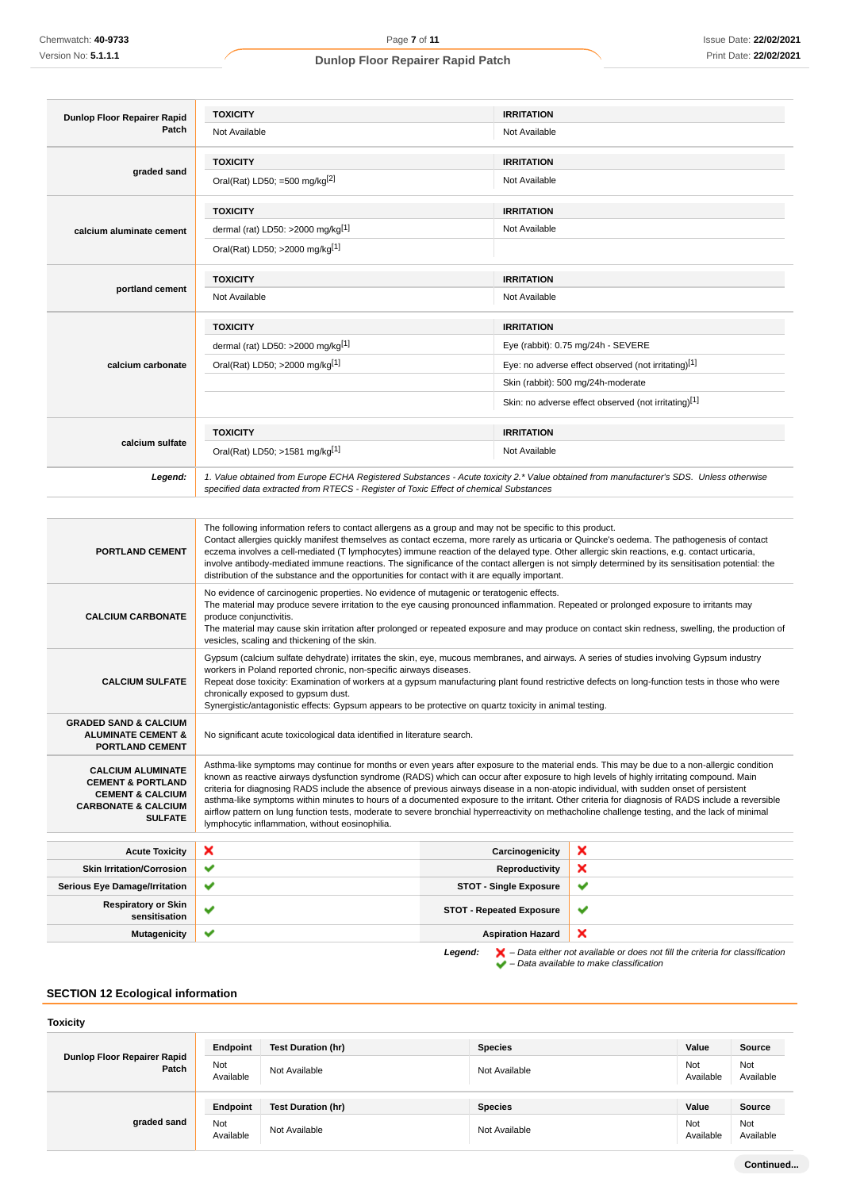| Dunlop Floor Repairer Rapid Patch | TOXICITY | IRRITATION |
|---|---|---|
| | Not Available | Not Available |

| graded sand | TOXICITY | IRRITATION |
|---|---|---|
| | Oral(Rat) LD50; =500 mg/kg[2] | Not Available |

| calcium aluminate cement | TOXICITY | IRRITATION |
|---|---|---|
| | dermal (rat) LD50: >2000 mg/kg[1] | Not Available |
| | Oral(Rat) LD50; >2000 mg/kg[1] | |

| portland cement | TOXICITY | IRRITATION |
|---|---|---|
| | Not Available | Not Available |

| calcium carbonate | TOXICITY | IRRITATION |
|---|---|---|
| | dermal (rat) LD50: >2000 mg/kg[1] | Eye (rabbit): 0.75 mg/24h - SEVERE |
| | Oral(Rat) LD50; >2000 mg/kg[1] | Eye: no adverse effect observed (not irritating)[1] |
| | | Skin (rabbit): 500 mg/24h-moderate |
| | | Skin: no adverse effect observed (not irritating)[1] |

| calcium sulfate | TOXICITY | IRRITATION |
|---|---|---|
| | Oral(Rat) LD50; >1581 mg/kg[1] | Not Available |

**Legend:** *1. Value obtained from Europe ECHA Registered Substances - Acute toxicity 2.* Value obtained from manufacturer's SDS. Unless otherwise specified data extracted from RTECS - Register of Toxic Effect of chemical Substances*

| | |
|---|---|
| **PORTLAND CEMENT** | The following information refers to contact allergens as a group and may not be specific to this product.<br>Contact allergies quickly manifest themselves as contact eczema, more rarely as urticaria or Quincke's oedema. The pathogenesis of contact eczema involves a cell-mediated (T lymphocytes) immune reaction of the delayed type. Other allergic skin reactions, e.g. contact urticaria, involve antibody-mediated immune reactions. The significance of the contact allergen is not simply determined by its sensitisation potential: the distribution of the substance and the opportunities for contact with it are equally important. |
| **CALCIUM CARBONATE** | No evidence of carcinogenic properties. No evidence of mutagenic or teratogenic effects.<br>The material may produce severe irritation to the eye causing pronounced inflammation. Repeated or prolonged exposure to irritants may produce conjunctivitis.<br>The material may cause skin irritation after prolonged or repeated exposure and may produce on contact skin redness, swelling, the production of vesicles, scaling and thickening of the skin. |
| **CALCIUM SULFATE** | Gypsum (calcium sulfate dehydrate) irritates the skin, eye, mucous membranes, and airways. A series of studies involving Gypsum industry workers in Poland reported chronic, non-specific airways diseases.<br>Repeat dose toxicity: Examination of workers at a gypsum manufacturing plant found restrictive defects on long-function tests in those who were chronically exposed to gypsum dust.<br>Synergistic/antagonistic effects: Gypsum appears to be protective on quartz toxicity in animal testing. |
| **GRADED SAND & CALCIUM ALUMINATE CEMENT & PORTLAND CEMENT** | No significant acute toxicological data identified in literature search. |
| **CALCIUM ALUMINATE CEMENT & PORTLAND CEMENT & CALCIUM CARBONATE & CALCIUM SULFATE** | Asthma-like symptoms may continue for months or even years after exposure to the material ends. This may be due to a non-allergic condition known as reactive airways dysfunction syndrome (RADS) which can occur after exposure to high levels of highly irritating compound. Main criteria for diagnosing RADS include the absence of previous airways disease in a non-atopic individual, with sudden onset of persistent asthma-like symptoms within minutes to hours of a documented exposure to the irritant. Other criteria for diagnosis of RADS include a reversible airflow pattern on lung function tests, moderate to severe bronchial hyperreactivity on methacholine challenge testing, and the lack of minimal lymphocytic inflammation, without eosinophilia. |

| | | | |
|---|---|---|---|
| **Acute Toxicity** | ✘ | **Carcinogenicity** | ✘ |
| **Skin Irritation/Corrosion** | ✔ | **Reproductivity** | ✘ |
| **Serious Eye Damage/Irritation** | ✔ | **STOT - Single Exposure** | ✔ |
| **Respiratory or Skin sensitisation** | ✔ | **STOT - Repeated Exposure** | ✔ |
| **Mutagenicity** | ✔ | **Aspiration Hazard** | ✘ |

**Legend:** ✘ *– Data either not available or does not fill the criteria for classification*
✔ *– Data available to make classification*

## SECTION 12 Ecological information

### Toxicity

| Dunlop Floor Repairer Rapid Patch | Endpoint | Test Duration (hr) | Species | Value | Source |
|---|---|---|---|---|---|
| | Not Available | Not Available | Not Available | Not Available | Not Available |

| graded sand | Endpoint | Test Duration (hr) | Species | Value | Source |
|---|---|---|---|---|---|
| | Not Available | Not Available | Not Available | Not Available | Not Available |

Continued...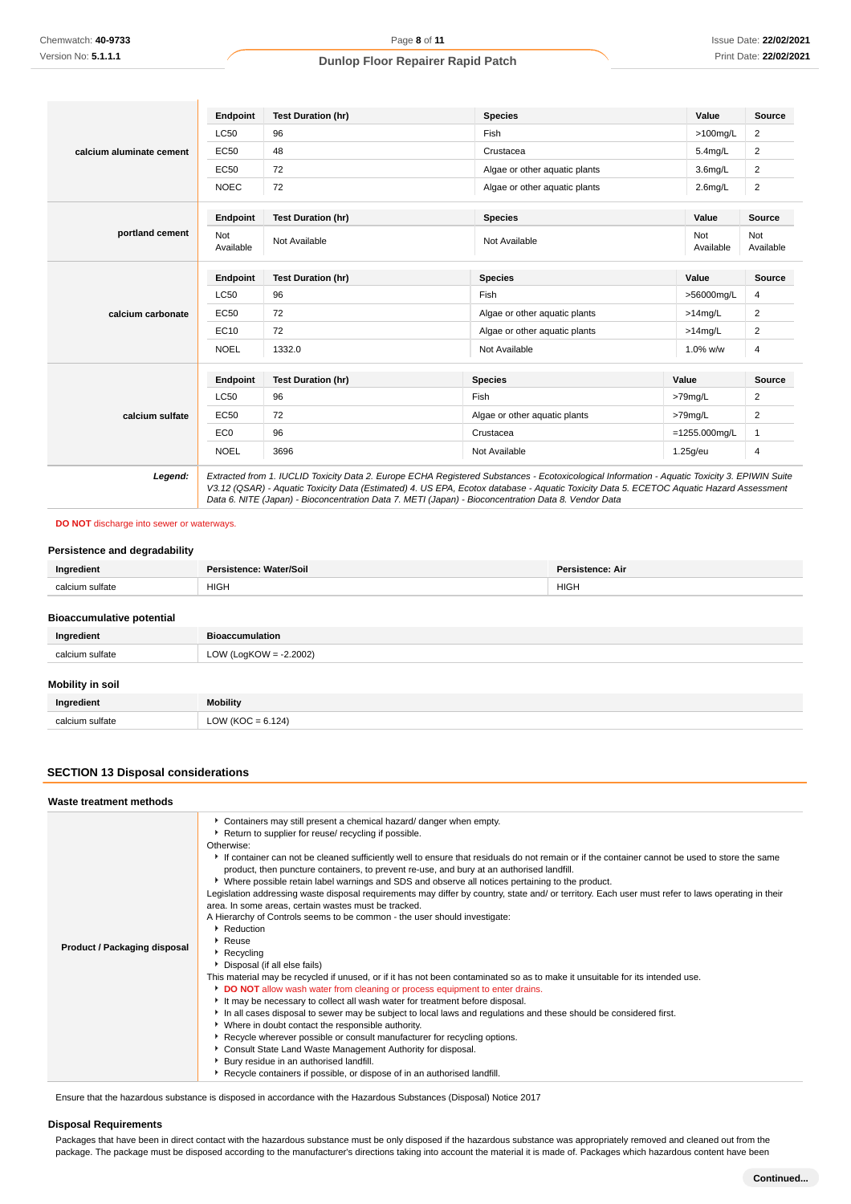| | Endpoint | Test Duration (hr) | Species | Value | Source |
|---|---|---|---|---|---|
| **calcium aluminate cement** | LC50 | 96 | Fish | >100mg/L | 2 |
| | EC50 | 48 | Crustacea | 5.4mg/L | 2 |
| | EC50 | 72 | Algae or other aquatic plants | 3.6mg/L | 2 |
| | NOEC | 72 | Algae or other aquatic plants | 2.6mg/L | 2 |

| | Endpoint | Test Duration (hr) | Species | Value | Source |
|---|---|---|---|---|---|
| **portland cement** | Not Available | Not Available | Not Available | Not Available | Not Available |

| | Endpoint | Test Duration (hr) | Species | Value | Source |
|---|---|---|---|---|---|
| **calcium carbonate** | LC50 | 96 | Fish | >56000mg/L | 4 |
| | EC50 | 72 | Algae or other aquatic plants | >14mg/L | 2 |
| | EC10 | 72 | Algae or other aquatic plants | >14mg/L | 2 |
| | NOEL | 1332.0 | Not Available | 1.0% w/w | 4 |

| | Endpoint | Test Duration (hr) | Species | Value | Source |
|---|---|---|---|---|---|
| **calcium sulfate** | LC50 | 96 | Fish | >79mg/L | 2 |
| | EC50 | 72 | Algae or other aquatic plants | >79mg/L | 2 |
| | EC0 | 96 | Crustacea | =1255.000mg/L | 1 |
| | NOEL | 3696 | Not Available | 1.25g/eu | 4 |

***Legend:*** *Extracted from 1. IUCLID Toxicity Data 2. Europe ECHA Registered Substances - Ecotoxicological Information - Aquatic Toxicity 3. EPIWIN Suite V3.12 (QSAR) - Aquatic Toxicity Data (Estimated) 4. US EPA, Ecotox database - Aquatic Toxicity Data 5. ECETOC Aquatic Hazard Assessment Data 6. NITE (Japan) - Bioconcentration Data 7. METI (Japan) - Bioconcentration Data 8. Vendor Data*

**DO NOT** discharge into sewer or waterways.

### Persistence and degradability

| Ingredient | Persistence: Water/Soil | Persistence: Air |
|---|---|---|
| calcium sulfate | HIGH | HIGH |

### Bioaccumulative potential

| Ingredient | Bioaccumulation |
|---|---|
| calcium sulfate | LOW (LogKOW = -2.2002) |

### Mobility in soil

| Ingredient | Mobility |
|---|---|
| calcium sulfate | LOW (KOC = 6.124) |

## SECTION 13 Disposal considerations

### Waste treatment methods

**Product / Packaging disposal**

- Containers may still present a chemical hazard/ danger when empty.
- Return to supplier for reuse/ recycling if possible.

Otherwise:

- If container can not be cleaned sufficiently well to ensure that residuals do not remain or if the container cannot be used to store the same product, then puncture containers, to prevent re-use, and bury at an authorised landfill.
- Where possible retain label warnings and SDS and observe all notices pertaining to the product.

Legislation addressing waste disposal requirements may differ by country, state and/ or territory. Each user must refer to laws operating in their area. In some areas, certain wastes must be tracked.

A Hierarchy of Controls seems to be common - the user should investigate:

- Reduction
- Reuse
- Recycling
- Disposal (if all else fails)

This material may be recycled if unused, or if it has not been contaminated so as to make it unsuitable for its intended use.

- **DO NOT** allow wash water from cleaning or process equipment to enter drains.
- It may be necessary to collect all wash water for treatment before disposal.
- In all cases disposal to sewer may be subject to local laws and regulations and these should be considered first.
- Where in doubt contact the responsible authority.
- Recycle wherever possible or consult manufacturer for recycling options.
- Consult State Land Waste Management Authority for disposal.
- Bury residue in an authorised landfill.
- Recycle containers if possible, or dispose of in an authorised landfill.

Ensure that the hazardous substance is disposed in accordance with the Hazardous Substances (Disposal) Notice 2017

### Disposal Requirements

Packages that have been in direct contact with the hazardous substance must be only disposed if the hazardous substance was appropriately removed and cleaned out from the package. The package must be disposed according to the manufacturer's directions taking into account the material it is made of. Packages which hazardous content have been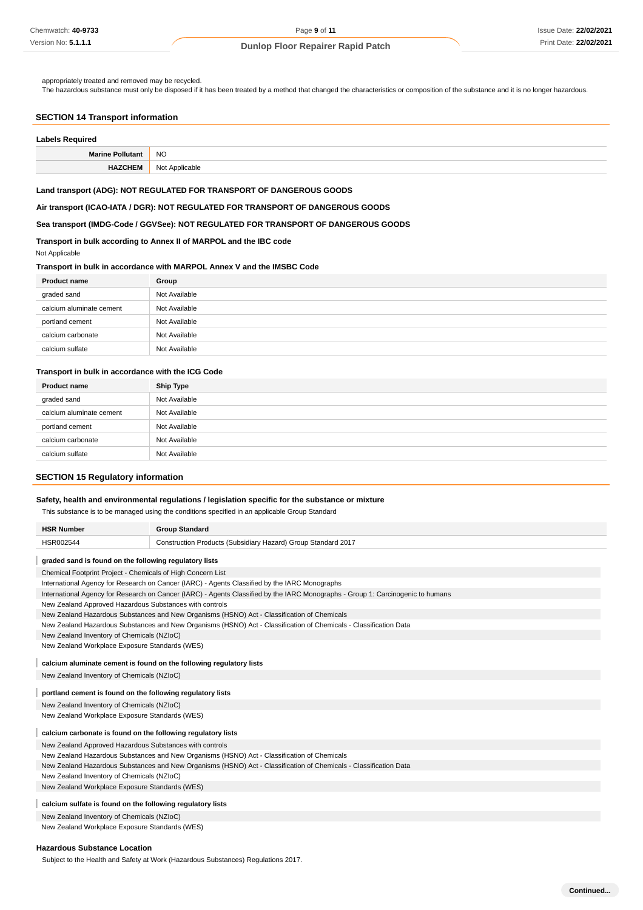appropriately treated and removed may be recycled.
The hazardous substance must only be disposed if it has been treated by a method that changed the characteristics or composition of the substance and it is no longer hazardous.

## SECTION 14 Transport information

### Labels Required

| | |
|---|---|
| **Marine Pollutant** | NO |
| **HAZCHEM** | Not Applicable |

### Land transport (ADG): NOT REGULATED FOR TRANSPORT OF DANGEROUS GOODS

### Air transport (ICAO-IATA / DGR): NOT REGULATED FOR TRANSPORT OF DANGEROUS GOODS

### Sea transport (IMDG-Code / GGVSee): NOT REGULATED FOR TRANSPORT OF DANGEROUS GOODS

### Transport in bulk according to Annex II of MARPOL and the IBC code

Not Applicable

### Transport in bulk in accordance with MARPOL Annex V and the IMSBC Code

| Product name | Group |
|---|---|
| graded sand | Not Available |
| calcium aluminate cement | Not Available |
| portland cement | Not Available |
| calcium carbonate | Not Available |
| calcium sulfate | Not Available |

### Transport in bulk in accordance with the ICG Code

| Product name | Ship Type |
|---|---|
| graded sand | Not Available |
| calcium aluminate cement | Not Available |
| portland cement | Not Available |
| calcium carbonate | Not Available |
| calcium sulfate | Not Available |

## SECTION 15 Regulatory information

### Safety, health and environmental regulations / legislation specific for the substance or mixture

This substance is to be managed using the conditions specified in an applicable Group Standard

| HSR Number | Group Standard |
|---|---|
| HSR002544 | Construction Products (Subsidiary Hazard) Group Standard 2017 |

#### graded sand is found on the following regulatory lists

Chemical Footprint Project - Chemicals of High Concern List
International Agency for Research on Cancer (IARC) - Agents Classified by the IARC Monographs
International Agency for Research on Cancer (IARC) - Agents Classified by the IARC Monographs - Group 1: Carcinogenic to humans
New Zealand Approved Hazardous Substances with controls
New Zealand Hazardous Substances and New Organisms (HSNO) Act - Classification of Chemicals
New Zealand Hazardous Substances and New Organisms (HSNO) Act - Classification of Chemicals - Classification Data
New Zealand Inventory of Chemicals (NZIoC)
New Zealand Workplace Exposure Standards (WES)

#### calcium aluminate cement is found on the following regulatory lists

New Zealand Inventory of Chemicals (NZIoC)

#### portland cement is found on the following regulatory lists

New Zealand Inventory of Chemicals (NZIoC)
New Zealand Workplace Exposure Standards (WES)

#### calcium carbonate is found on the following regulatory lists

New Zealand Approved Hazardous Substances with controls
New Zealand Hazardous Substances and New Organisms (HSNO) Act - Classification of Chemicals
New Zealand Hazardous Substances and New Organisms (HSNO) Act - Classification of Chemicals - Classification Data
New Zealand Inventory of Chemicals (NZIoC)
New Zealand Workplace Exposure Standards (WES)

#### calcium sulfate is found on the following regulatory lists

New Zealand Inventory of Chemicals (NZIoC)
New Zealand Workplace Exposure Standards (WES)

### Hazardous Substance Location

Subject to the Health and Safety at Work (Hazardous Substances) Regulations 2017.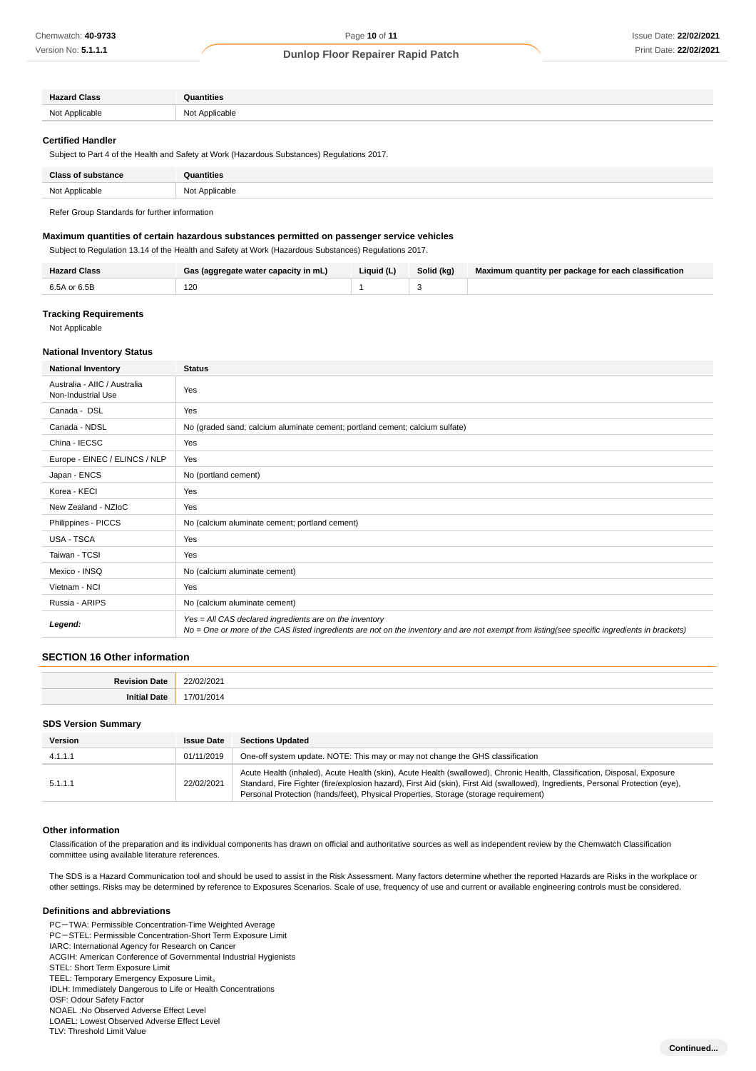| Hazard Class | Quantities |
| --- | --- |
| Not Applicable | Not Applicable |

### Certified Handler

Subject to Part 4 of the Health and Safety at Work (Hazardous Substances) Regulations 2017.

| Class of substance | Quantities |
| --- | --- |
| Not Applicable | Not Applicable |

Refer Group Standards for further information

### Maximum quantities of certain hazardous substances permitted on passenger service vehicles

Subject to Regulation 13.14 of the Health and Safety at Work (Hazardous Substances) Regulations 2017.

| Hazard Class | Gas (aggregate water capacity in mL) | Liquid (L) | Solid (kg) | Maximum quantity per package for each classification |
| --- | --- | --- | --- | --- |
| 6.5A or 6.5B | 120 | 1 | 3 | |

### Tracking Requirements

Not Applicable

### National Inventory Status

| National Inventory | Status |
| --- | --- |
| Australia - AIIC / Australia Non-Industrial Use | Yes |
| Canada - DSL | Yes |
| Canada - NDSL | No (graded sand; calcium aluminate cement; portland cement; calcium sulfate) |
| China - IECSC | Yes |
| Europe - EINEC / ELINCS / NLP | Yes |
| Japan - ENCS | No (portland cement) |
| Korea - KECI | Yes |
| New Zealand - NZIoC | Yes |
| Philippines - PICCS | No (calcium aluminate cement; portland cement) |
| USA - TSCA | Yes |
| Taiwan - TCSI | Yes |
| Mexico - INSQ | No (calcium aluminate cement) |
| Vietnam - NCI | Yes |
| Russia - ARIPS | No (calcium aluminate cement) |
| ***Legend:*** | *Yes = All CAS declared ingredients are on the inventory*<br>*No = One or more of the CAS listed ingredients are not on the inventory and are not exempt from listing(see specific ingredients in brackets)* |

## SECTION 16 Other information

| | |
| --- | --- |
| **Revision Date** | 22/02/2021 |
| **Initial Date** | 17/01/2014 |

### SDS Version Summary

| Version | Issue Date | Sections Updated |
| --- | --- | --- |
| 4.1.1.1 | 01/11/2019 | One-off system update. NOTE: This may or may not change the GHS classification |
| 5.1.1.1 | 22/02/2021 | Acute Health (inhaled), Acute Health (skin), Acute Health (swallowed), Chronic Health, Classification, Disposal, Exposure Standard, Fire Fighter (fire/explosion hazard), First Aid (skin), First Aid (swallowed), Ingredients, Personal Protection (eye), Personal Protection (hands/feet), Physical Properties, Storage (storage requirement) |

### Other information

Classification of the preparation and its individual components has drawn on official and authoritative sources as well as independent review by the Chemwatch Classification committee using available literature references.

The SDS is a Hazard Communication tool and should be used to assist in the Risk Assessment. Many factors determine whether the reported Hazards are Risks in the workplace or other settings. Risks may be determined by reference to Exposures Scenarios. Scale of use, frequency of use and current or available engineering controls must be considered.

### Definitions and abbreviations

PC－TWA: Permissible Concentration-Time Weighted Average
PC－STEL: Permissible Concentration-Short Term Exposure Limit
IARC: International Agency for Research on Cancer
ACGIH: American Conference of Governmental Industrial Hygienists
STEL: Short Term Exposure Limit
TEEL: Temporary Emergency Exposure Limit。
IDLH: Immediately Dangerous to Life or Health Concentrations
OSF: Odour Safety Factor
NOAEL :No Observed Adverse Effect Level
LOAEL: Lowest Observed Adverse Effect Level
TLV: Threshold Limit Value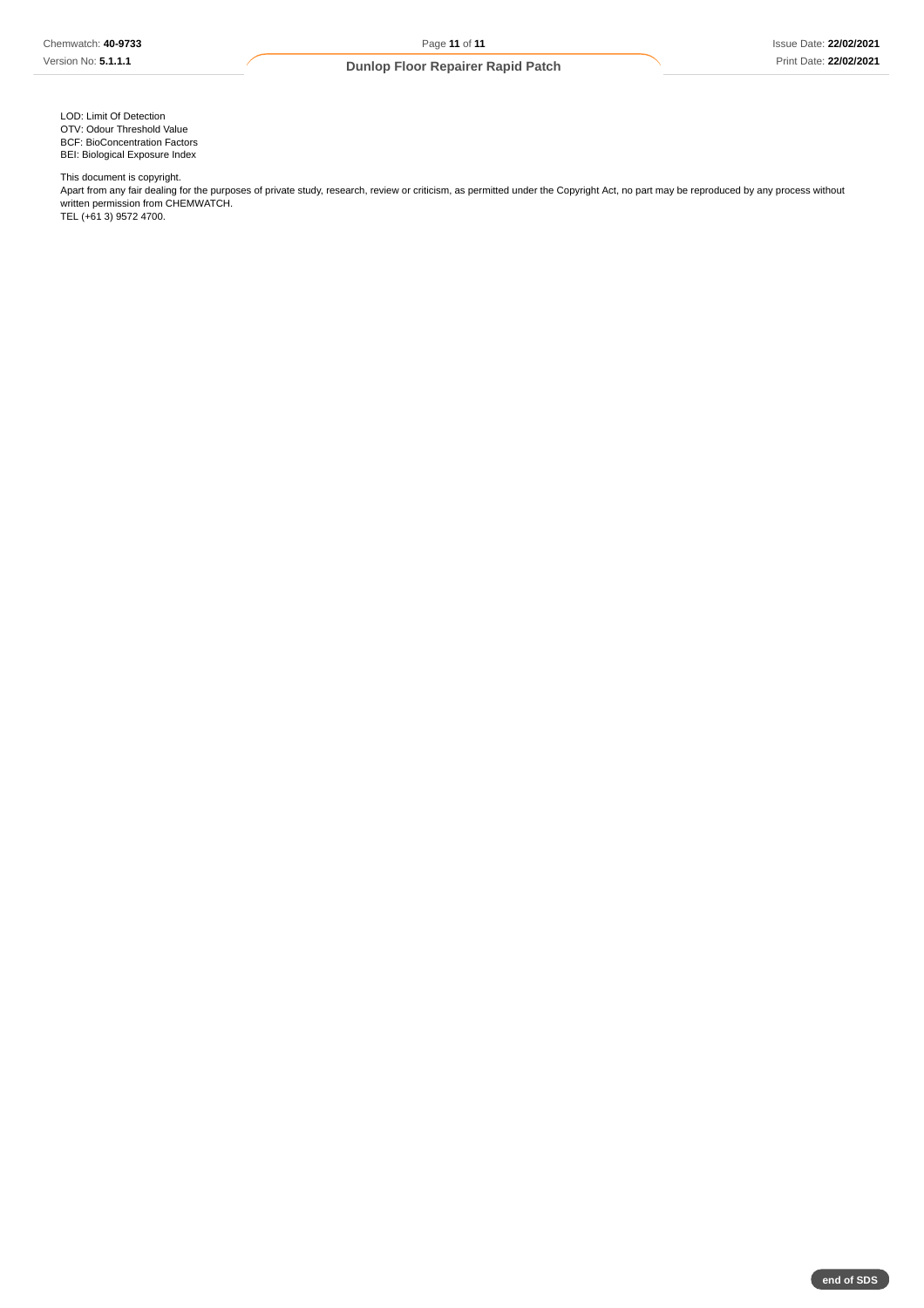LOD: Limit Of Detection
OTV: Odour Threshold Value
BCF: BioConcentration Factors
BEI: Biological Exposure Index

This document is copyright.
Apart from any fair dealing for the purposes of private study, research, review or criticism, as permitted under the Copyright Act, no part may be reproduced by any process without written permission from CHEMWATCH.
TEL (+61 3) 9572 4700.

**end of SDS**